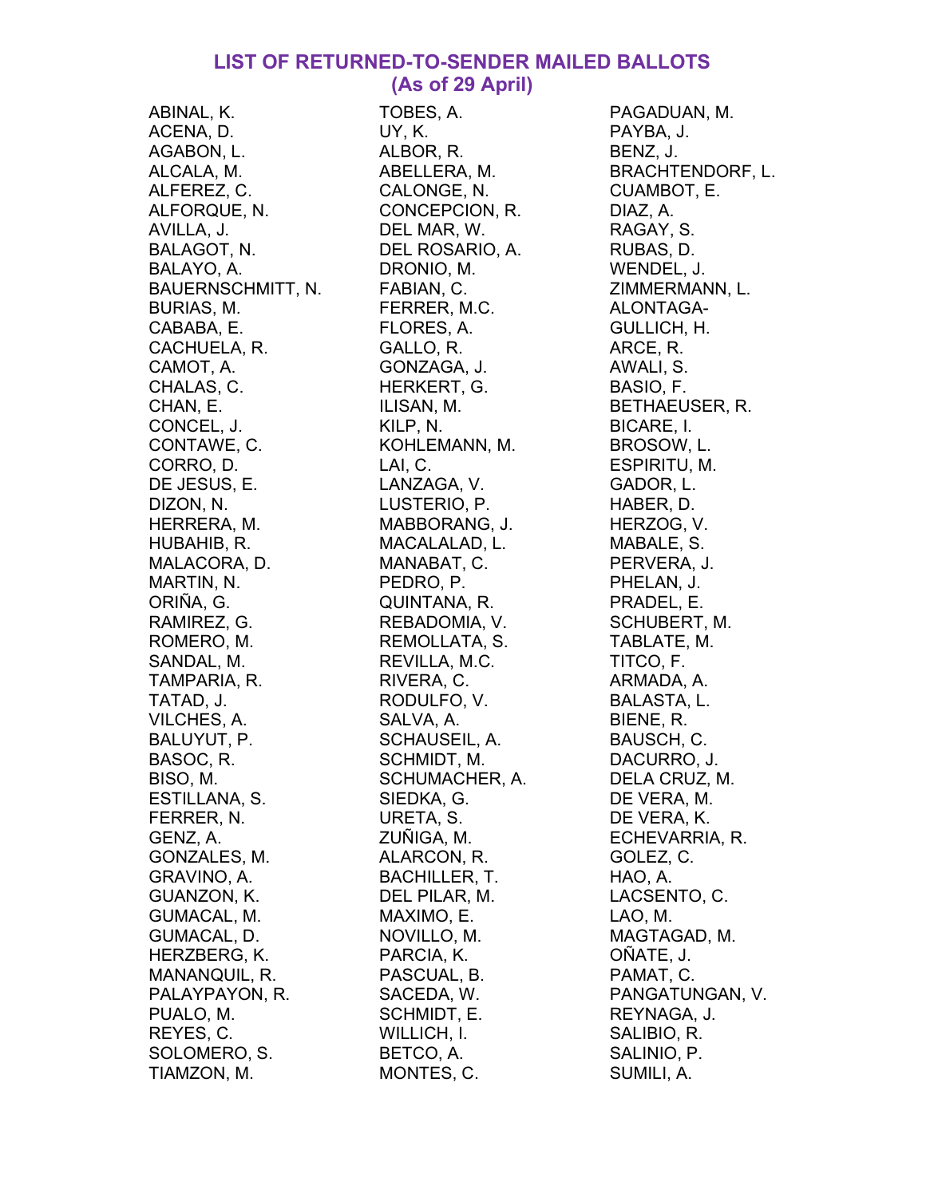# LIST OF RETURNED-TO-SENDER MAILED BALLOTS
## (As of 29 April)

ABINAL, K.
ACENA, D.
AGABON, L.
ALCALA, M.
ALFEREZ, C.
ALFORQUE, N.
AVILLA, J.
BALAGOT, N.
BALAYO, A.
BAUERNSCHMITT, N.
BURIAS, M.
CABABA, E.
CACHUELA, R.
CAMOT, A.
CHALAS, C.
CHAN, E.
CONCEL, J.
CONTAWE, C.
CORRO, D.
DE JESUS, E.
DIZON, N.
HERRERA, M.
HUBAHIB, R.
MALACORA, D.
MARTIN, N.
ORIÑA, G.
RAMIREZ, G.
ROMERO, M.
SANDAL, M.
TAMPARIA, R.
TATAD, J.
VILCHES, A.
BALUYUT, P.
BASOC, R.
BISO, M.
ESTILLANA, S.
FERRER, N.
GENZ, A.
GONZALES, M.
GRAVINO, A.
GUANZON, K.
GUMACAL, M.
GUMACAL, D.
HERZBERG, K.
MANANQUIL, R.
PALAYPAYON, R.
PUALO, M.
REYES, C.
SOLOMERO, S.
TIAMZON, M.
TOBES, A.
UY, K.
ALBOR, R.
ABELLERA, M.
CALONGE, N.
CONCEPCION, R.
DEL MAR, W.
DEL ROSARIO, A.
DRONIO, M.
FABIAN, C.
FERRER, M.C.
FLORES, A.
GALLO, R.
GONZAGA, J.
HERKERT, G.
ILISAN, M.
KILP, N.
KOHLEMANN, M.
LAI, C.
LANZAGA, V.
LUSTERIO, P.
MABBORANG, J.
MACALALAD, L.
MANABAT, C.
PEDRO, P.
QUINTANA, R.
REBADOMIA, V.
REMOLLATA, S.
REVILLA, M.C.
RIVERA, C.
RODULFO, V.
SALVA, A.
SCHAUSEIL, A.
SCHMIDT, M.
SCHUMACHER, A.
SIEDKA, G.
URETA, S.
ZUÑIGA, M.
ALARCON, R.
BACHILLER, T.
DEL PILAR, M.
MAXIMO, E.
NOVILLO, M.
PARCIA, K.
PASCUAL, B.
SACEDA, W.
SCHMIDT, E.
WILLICH, I.
BETCO, A.
MONTES, C.
PAGADUAN, M.
PAYBA, J.
BENZ, J.
BRACHTENDORF, L.
CUAMBOT, E.
DIAZ, A.
RAGAY, S.
RUBAS, D.
WENDEL, J.
ZIMMERMANN, L.
ALONTAGA-GULLICH, H.
ARCE, R.
AWALI, S.
BASIO, F.
BETHAEUSER, R.
BICARE, I.
BROSOW, L.
ESPIRITU, M.
GADOR, L.
HABER, D.
HERZOG, V.
MABALE, S.
PERVERA, J.
PHELAN, J.
PRADEL, E.
SCHUBERT, M.
TABLATE, M.
TITCO, F.
ARMADA, A.
BALASTA, L.
BIENE, R.
BAUSCH, C.
DACURRO, J.
DELA CRUZ, M.
DE VERA, M.
DE VERA, K.
ECHEVARRIA, R.
GOLEZ, C.
HAO, A.
LACSENTO, C.
LAO, M.
MAGTAGAD, M.
OÑATE, J.
PAMAT, C.
PANGATUNGAN, V.
REYNAGA, J.
SALIBIO, R.
SALINIO, P.
SUMILI, A.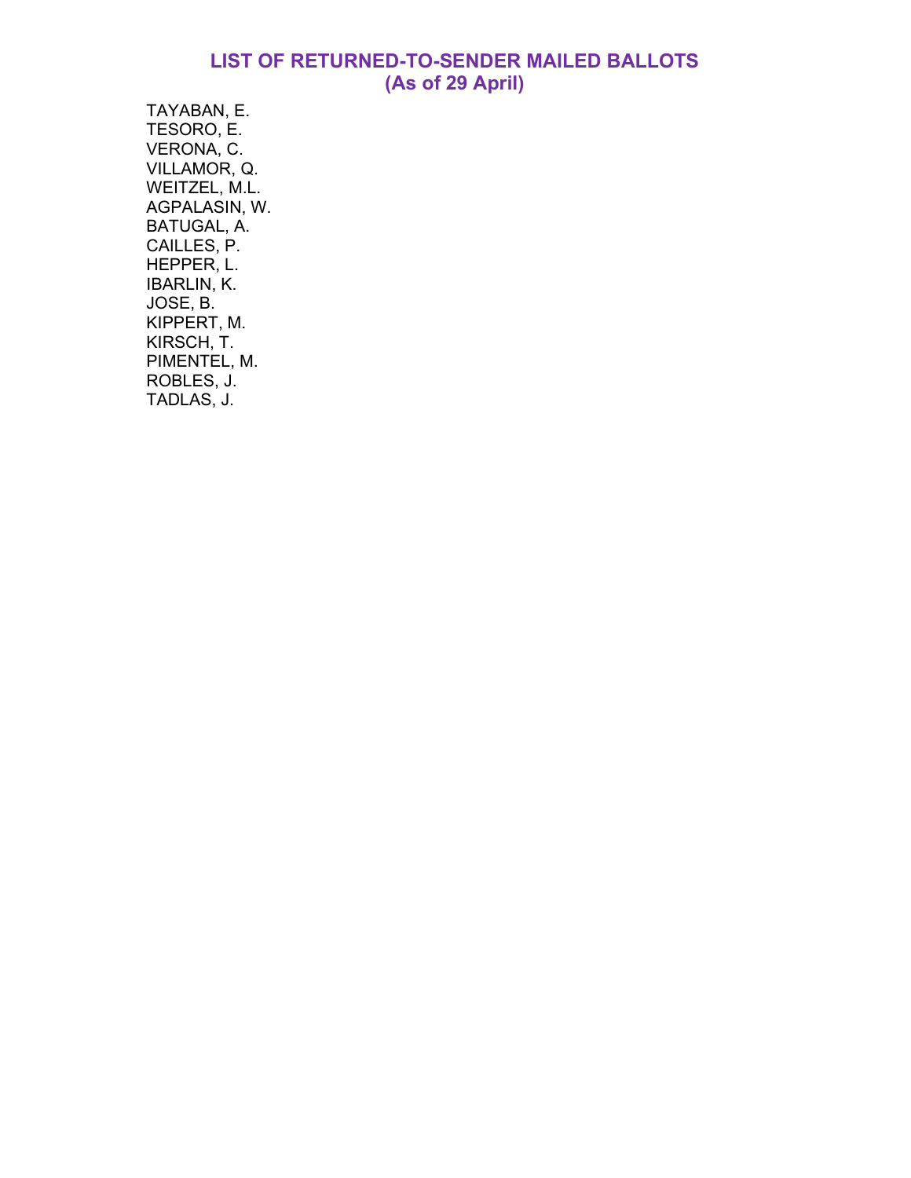## LIST OF RETURNED-TO-SENDER MAILED BALLOTS
## (As of 29 April)

TAYABAN, E.
TESORO, E.
VERONA, C.
VILLAMOR, Q.
WEITZEL, M.L.
AGPALASIN, W.
BATUGAL, A.
CAILLES, P.
HEPPER, L.
IBARLIN, K.
JOSE, B.
KIPPERT, M.
KIRSCH, T.
PIMENTEL, M.
ROBLES, J.
TADLAS, J.